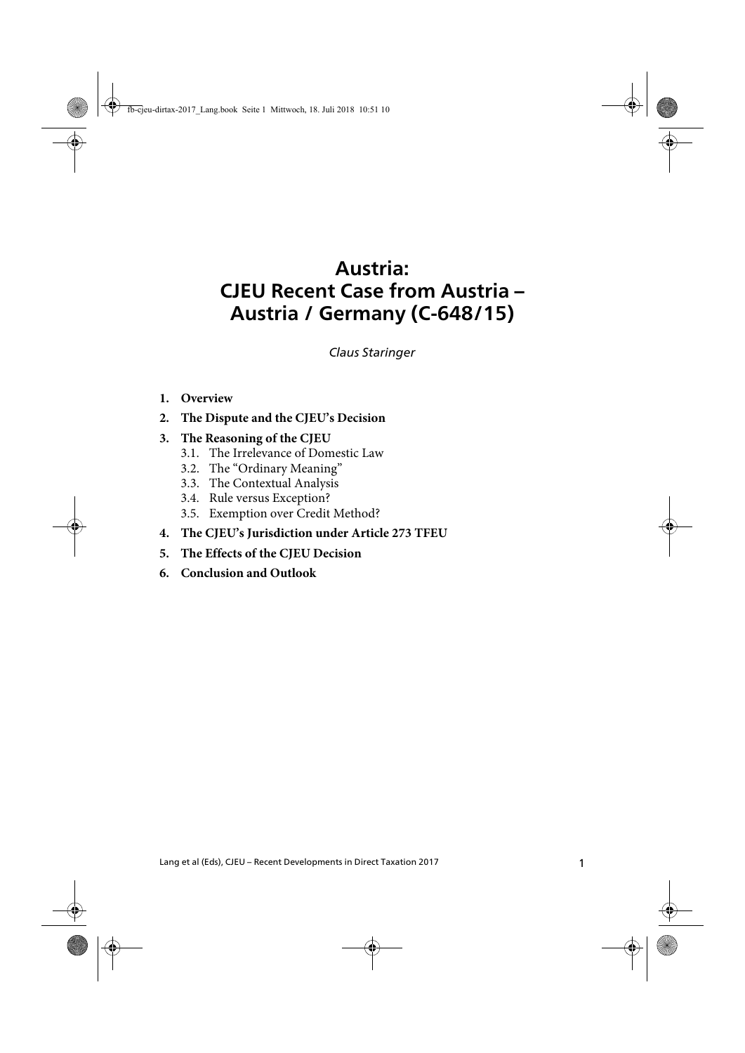# Austria: CJEU Recent Case from Austria – Austria / Germany (C-648/15)

*Claus Staringer*

1. **Overview**
2. **The Dispute and the CJEU's Decision**
3. **The Reasoning of the CJEU**
   - 3.1. The Irrelevance of Domestic Law
   - 3.2. The "Ordinary Meaning"
   - 3.3. The Contextual Analysis
   - 3.4. Rule versus Exception?
   - 3.5. Exemption over Credit Method?
4. **The CJEU's Jurisdiction under Article 273 TFEU**
5. **The Effects of the CJEU Decision**
6. **Conclusion and Outlook**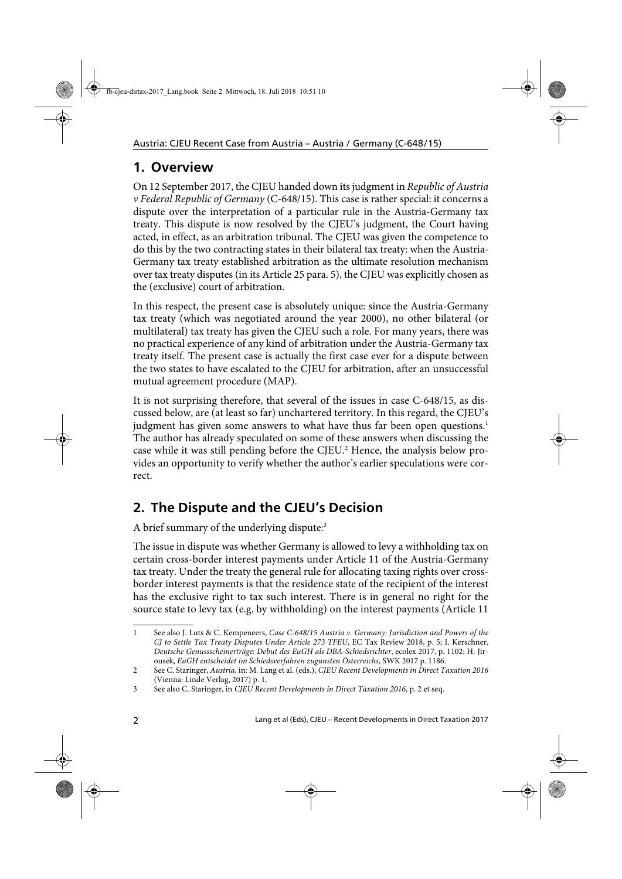## 1. Overview

On 12 September 2017, the CJEU handed down its judgment in *Republic of Austria v Federal Republic of Germany* (C-648/15). This case is rather special: it concerns a dispute over the interpretation of a particular rule in the Austria-Germany tax treaty. This dispute is now resolved by the CJEU's judgment, the Court having acted, in effect, as an arbitration tribunal. The CJEU was given the competence to do this by the two contracting states in their bilateral tax treaty: when the Austria-Germany tax treaty established arbitration as the ultimate resolution mechanism over tax treaty disputes (in its Article 25 para. 5), the CJEU was explicitly chosen as the (exclusive) court of arbitration.

In this respect, the present case is absolutely unique: since the Austria-Germany tax treaty (which was negotiated around the year 2000), no other bilateral (or multilateral) tax treaty has given the CJEU such a role. For many years, there was no practical experience of any kind of arbitration under the Austria-Germany tax treaty itself. The present case is actually the first case ever for a dispute between the two states to have escalated to the CJEU for arbitration, after an unsuccessful mutual agreement procedure (MAP).

It is not surprising therefore, that several of the issues in case C-648/15, as discussed below, are (at least so far) unchartered territory. In this regard, the CJEU's judgment has given some answers to what have thus far been open questions.[1] The author has already speculated on some of these answers when discussing the case while it was still pending before the CJEU.[2] Hence, the analysis below provides an opportunity to verify whether the author's earlier speculations were correct.

## 2. The Dispute and the CJEU's Decision

A brief summary of the underlying dispute:[3]

The issue in dispute was whether Germany is allowed to levy a withholding tax on certain cross-border interest payments under Article 11 of the Austria-Germany tax treaty. Under the treaty the general rule for allocating taxing rights over cross-border interest payments is that the residence state of the recipient of the interest has the exclusive right to tax such interest. There is in general no right for the source state to levy tax (e.g. by withholding) on the interest payments (Article 11

---

1 See also J. Luts & C. Kempeneers, *Case C-648/15 Austria v. Germany: Jurisdiction and Powers of the CJ to Settle Tax Treaty Disputes Under Article 273 TFEU*, EC Tax Review 2018, p. 5; I. Kerschner, *Deutsche Genussscheinerträge: Debut des EuGH als DBA-Schiedsrichter*, ecolex 2017, p. 1102; H. Jirousek, *EuGH entscheidet im Schiedsverfahren zugunsten Österreichs*, SWK 2017 p. 1186.

2 See C. Staringer, *Austria*, in: M. Lang et al. (eds.), *CJEU Recent Developments in Direct Taxation 2016* (Vienna: Linde Verlag, 2017) p. 1.

3 See also C. Staringer, in *CJEU Recent Developments in Direct Taxation 2016*, p. 2 et seq.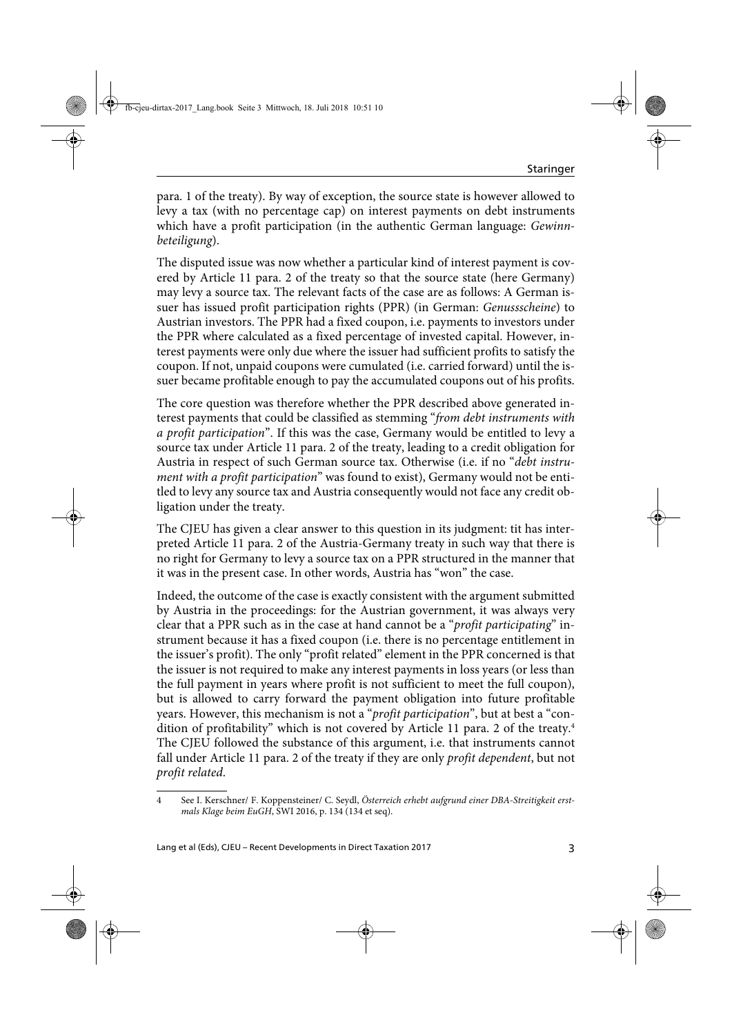para. 1 of the treaty). By way of exception, the source state is however allowed to levy a tax (with no percentage cap) on interest payments on debt instruments which have a profit participation (in the authentic German language: *Gewinnbeteiligung*).

The disputed issue was now whether a particular kind of interest payment is covered by Article 11 para. 2 of the treaty so that the source state (here Germany) may levy a source tax. The relevant facts of the case are as follows: A German issuer has issued profit participation rights (PPR) (in German: *Genussscheine*) to Austrian investors. The PPR had a fixed coupon, i.e. payments to investors under the PPR where calculated as a fixed percentage of invested capital. However, interest payments were only due where the issuer had sufficient profits to satisfy the coupon. If not, unpaid coupons were cumulated (i.e. carried forward) until the issuer became profitable enough to pay the accumulated coupons out of his profits.

The core question was therefore whether the PPR described above generated interest payments that could be classified as stemming "*from debt instruments with a profit participation*". If this was the case, Germany would be entitled to levy a source tax under Article 11 para. 2 of the treaty, leading to a credit obligation for Austria in respect of such German source tax. Otherwise (i.e. if no "*debt instrument with a profit participation*" was found to exist), Germany would not be entitled to levy any source tax and Austria consequently would not face any credit obligation under the treaty.

The CJEU has given a clear answer to this question in its judgment: tit has interpreted Article 11 para. 2 of the Austria-Germany treaty in such way that there is no right for Germany to levy a source tax on a PPR structured in the manner that it was in the present case. In other words, Austria has "won" the case.

Indeed, the outcome of the case is exactly consistent with the argument submitted by Austria in the proceedings: for the Austrian government, it was always very clear that a PPR such as in the case at hand cannot be a "*profit participating*" instrument because it has a fixed coupon (i.e. there is no percentage entitlement in the issuer's profit). The only "profit related" element in the PPR concerned is that the issuer is not required to make any interest payments in loss years (or less than the full payment in years where profit is not sufficient to meet the full coupon), but is allowed to carry forward the payment obligation into future profitable years. However, this mechanism is not a "*profit participation*", but at best a "condition of profitability" which is not covered by Article 11 para. 2 of the treaty.[4] The CJEU followed the substance of this argument, i.e. that instruments cannot fall under Article 11 para. 2 of the treaty if they are only *profit dependent*, but not *profit related*.

---

4 See I. Kerschner/ F. Koppensteiner/ C. Seydl, *Österreich erhebt aufgrund einer DBA-Streitigkeit erstmals Klage beim EuGH*, SWI 2016, p. 134 (134 et seq).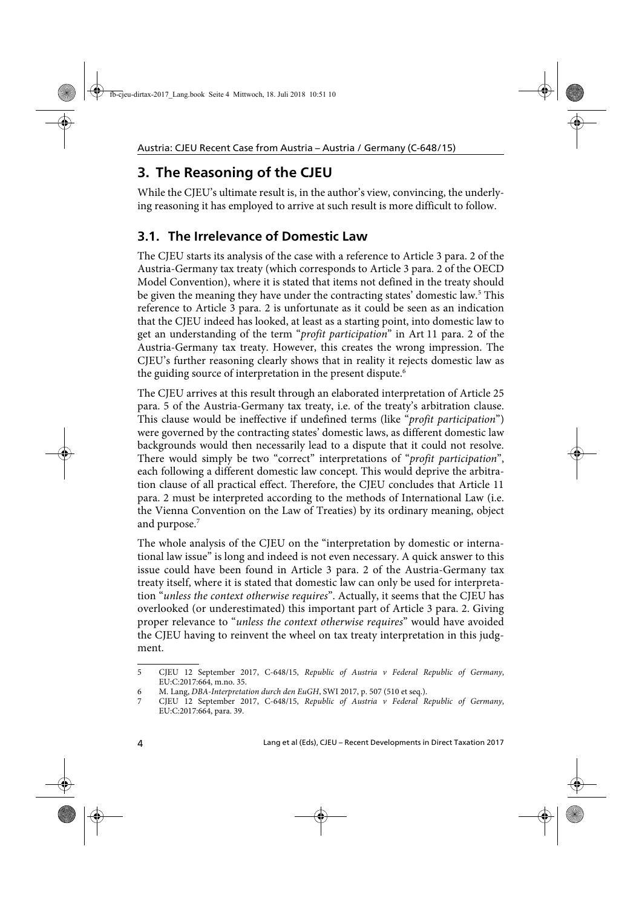## 3. The Reasoning of the CJEU

While the CJEU's ultimate result is, in the author's view, convincing, the underlying reasoning it has employed to arrive at such result is more difficult to follow.

### 3.1. The Irrelevance of Domestic Law

The CJEU starts its analysis of the case with a reference to Article 3 para. 2 of the Austria-Germany tax treaty (which corresponds to Article 3 para. 2 of the OECD Model Convention), where it is stated that items not defined in the treaty should be given the meaning they have under the contracting states' domestic law.[5] This reference to Article 3 para. 2 is unfortunate as it could be seen as an indication that the CJEU indeed has looked, at least as a starting point, into domestic law to get an understanding of the term "*profit participation*" in Art 11 para. 2 of the Austria-Germany tax treaty. However, this creates the wrong impression. The CJEU's further reasoning clearly shows that in reality it rejects domestic law as the guiding source of interpretation in the present dispute.[6]

The CJEU arrives at this result through an elaborated interpretation of Article 25 para. 5 of the Austria-Germany tax treaty, i.e. of the treaty's arbitration clause. This clause would be ineffective if undefined terms (like "*profit participation*") were governed by the contracting states' domestic laws, as different domestic law backgrounds would then necessarily lead to a dispute that it could not resolve. There would simply be two "correct" interpretations of "*profit participation*", each following a different domestic law concept. This would deprive the arbitration clause of all practical effect. Therefore, the CJEU concludes that Article 11 para. 2 must be interpreted according to the methods of International Law (i.e. the Vienna Convention on the Law of Treaties) by its ordinary meaning, object and purpose.[7]

The whole analysis of the CJEU on the "interpretation by domestic or international law issue" is long and indeed is not even necessary. A quick answer to this issue could have been found in Article 3 para. 2 of the Austria-Germany tax treaty itself, where it is stated that domestic law can only be used for interpretation "*unless the context otherwise requires*". Actually, it seems that the CJEU has overlooked (or underestimated) this important part of Article 3 para. 2. Giving proper relevance to "*unless the context otherwise requires*" would have avoided the CJEU having to reinvent the wheel on tax treaty interpretation in this judgment.

---

5 CJEU 12 September 2017, C-648/15, *Republic of Austria v Federal Republic of Germany*, EU:C:2017:664, m.no. 35.

6 M. Lang, *DBA-Interpretation durch den EuGH*, SWI 2017, p. 507 (510 et seq.).

7 CJEU 12 September 2017, C-648/15, *Republic of Austria v Federal Republic of Germany*, EU:C:2017:664, para. 39.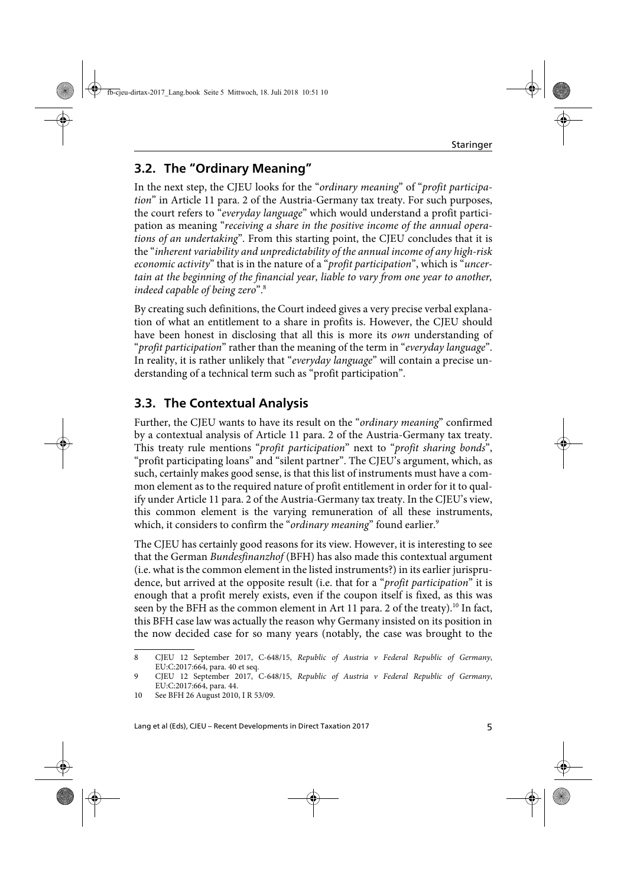## 3.2. The "Ordinary Meaning"

In the next step, the CJEU looks for the "*ordinary meaning*" of "*profit participation*" in Article 11 para. 2 of the Austria-Germany tax treaty. For such purposes, the court refers to "*everyday language*" which would understand a profit participation as meaning "*receiving a share in the positive income of the annual operations of an undertaking*". From this starting point, the CJEU concludes that it is the "*inherent variability and unpredictability of the annual income of any high-risk economic activity*" that is in the nature of a "*profit participation*", which is "*uncertain at the beginning of the financial year, liable to vary from one year to another, indeed capable of being zero*".[8]

By creating such definitions, the Court indeed gives a very precise verbal explanation of what an entitlement to a share in profits is. However, the CJEU should have been honest in disclosing that all this is more its *own* understanding of "*profit participation*" rather than the meaning of the term in "*everyday language*". In reality, it is rather unlikely that "*everyday language*" will contain a precise understanding of a technical term such as "profit participation".

## 3.3. The Contextual Analysis

Further, the CJEU wants to have its result on the "*ordinary meaning*" confirmed by a contextual analysis of Article 11 para. 2 of the Austria-Germany tax treaty. This treaty rule mentions "*profit participation*" next to "*profit sharing bonds*", "profit participating loans" and "silent partner". The CJEU's argument, which, as such, certainly makes good sense, is that this list of instruments must have a common element as to the required nature of profit entitlement in order for it to qualify under Article 11 para. 2 of the Austria-Germany tax treaty. In the CJEU's view, this common element is the varying remuneration of all these instruments, which, it considers to confirm the "*ordinary meaning*" found earlier.[9]

The CJEU has certainly good reasons for its view. However, it is interesting to see that the German *Bundesfinanzhof* (BFH) has also made this contextual argument (i.e. what is the common element in the listed instruments?) in its earlier jurisprudence, but arrived at the opposite result (i.e. that for a "*profit participation*" it is enough that a profit merely exists, even if the coupon itself is fixed, as this was seen by the BFH as the common element in Art 11 para. 2 of the treaty).[10] In fact, this BFH case law was actually the reason why Germany insisted on its position in the now decided case for so many years (notably, the case was brought to the

---

8 CJEU 12 September 2017, C-648/15, *Republic of Austria v Federal Republic of Germany*, EU:C:2017:664, para. 40 et seq.

9 CJEU 12 September 2017, C-648/15, *Republic of Austria v Federal Republic of Germany*, EU:C:2017:664, para. 44.

10 See BFH 26 August 2010, I R 53/09.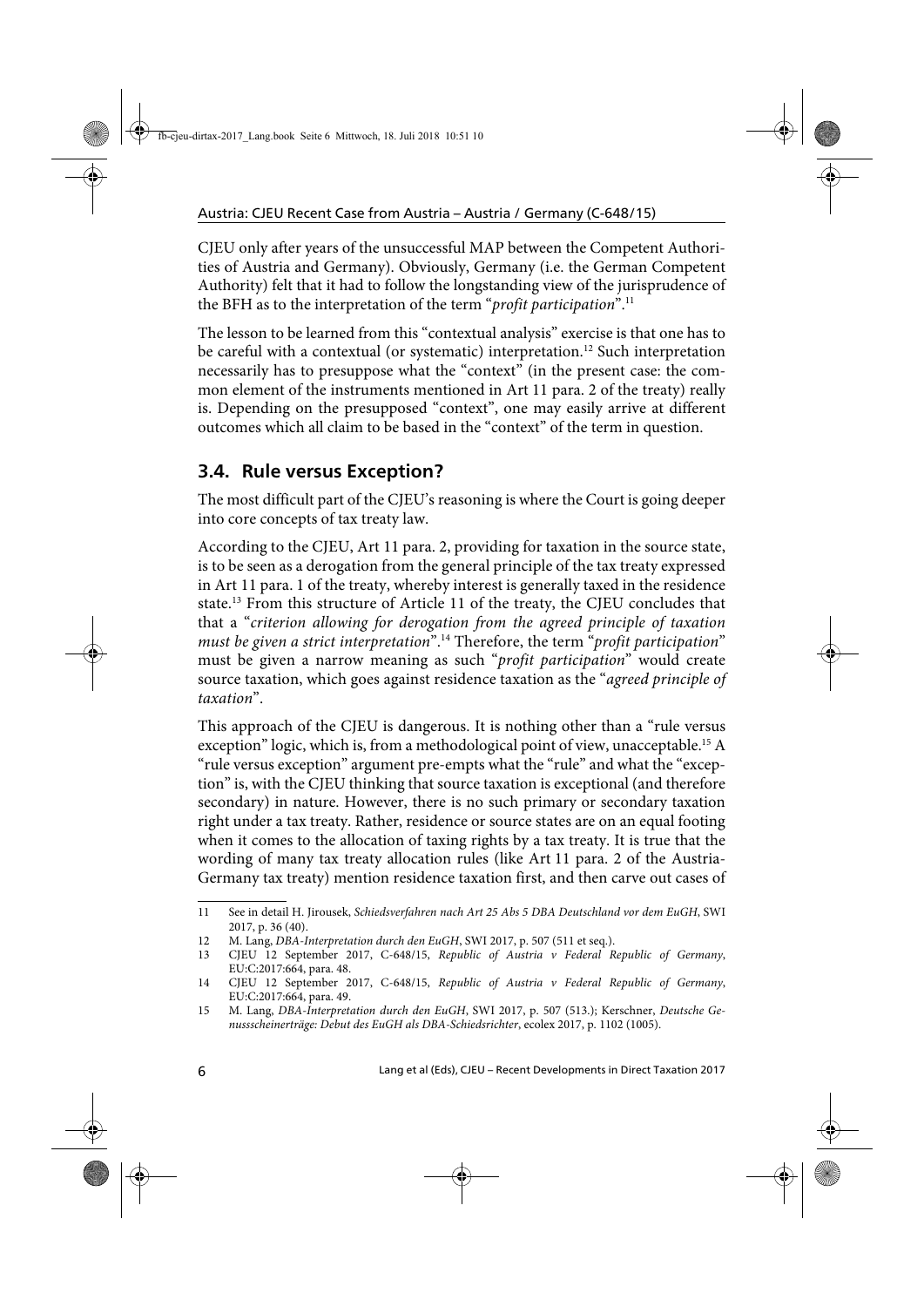CJEU only after years of the unsuccessful MAP between the Competent Authorities of Austria and Germany). Obviously, Germany (i.e. the German Competent Authority) felt that it had to follow the longstanding view of the jurisprudence of the BFH as to the interpretation of the term "*profit participation*".[11]

The lesson to be learned from this "contextual analysis" exercise is that one has to be careful with a contextual (or systematic) interpretation.[12] Such interpretation necessarily has to presuppose what the "context" (in the present case: the common element of the instruments mentioned in Art 11 para. 2 of the treaty) really is. Depending on the presupposed "context", one may easily arrive at different outcomes which all claim to be based in the "context" of the term in question.

## 3.4. Rule versus Exception?

The most difficult part of the CJEU's reasoning is where the Court is going deeper into core concepts of tax treaty law.

According to the CJEU, Art 11 para. 2, providing for taxation in the source state, is to be seen as a derogation from the general principle of the tax treaty expressed in Art 11 para. 1 of the treaty, whereby interest is generally taxed in the residence state.[13] From this structure of Article 11 of the treaty, the CJEU concludes that that a "*criterion allowing for derogation from the agreed principle of taxation must be given a strict interpretation*".[14] Therefore, the term "*profit participation*" must be given a narrow meaning as such "*profit participation*" would create source taxation, which goes against residence taxation as the "*agreed principle of taxation*".

This approach of the CJEU is dangerous. It is nothing other than a "rule versus exception" logic, which is, from a methodological point of view, unacceptable.[15] A "rule versus exception" argument pre-empts what the "rule" and what the "exception" is, with the CJEU thinking that source taxation is exceptional (and therefore secondary) in nature. However, there is no such primary or secondary taxation right under a tax treaty. Rather, residence or source states are on an equal footing when it comes to the allocation of taxing rights by a tax treaty. It is true that the wording of many tax treaty allocation rules (like Art 11 para. 2 of the Austria-Germany tax treaty) mention residence taxation first, and then carve out cases of

---

11 See in detail H. Jirousek, *Schiedsverfahren nach Art 25 Abs 5 DBA Deutschland vor dem EuGH*, SWI 2017, p. 36 (40).

12 M. Lang, *DBA-Interpretation durch den EuGH*, SWI 2017, p. 507 (511 et seq.).

13 CJEU 12 September 2017, C-648/15, *Republic of Austria v Federal Republic of Germany*, EU:C:2017:664, para. 48.

14 CJEU 12 September 2017, C-648/15, *Republic of Austria v Federal Republic of Germany*, EU:C:2017:664, para. 49.

15 M. Lang, *DBA-Interpretation durch den EuGH*, SWI 2017, p. 507 (513.); Kerschner, *Deutsche Genussscheinerträge: Debut des EuGH als DBA-Schiedsrichter*, ecolex 2017, p. 1102 (1005).